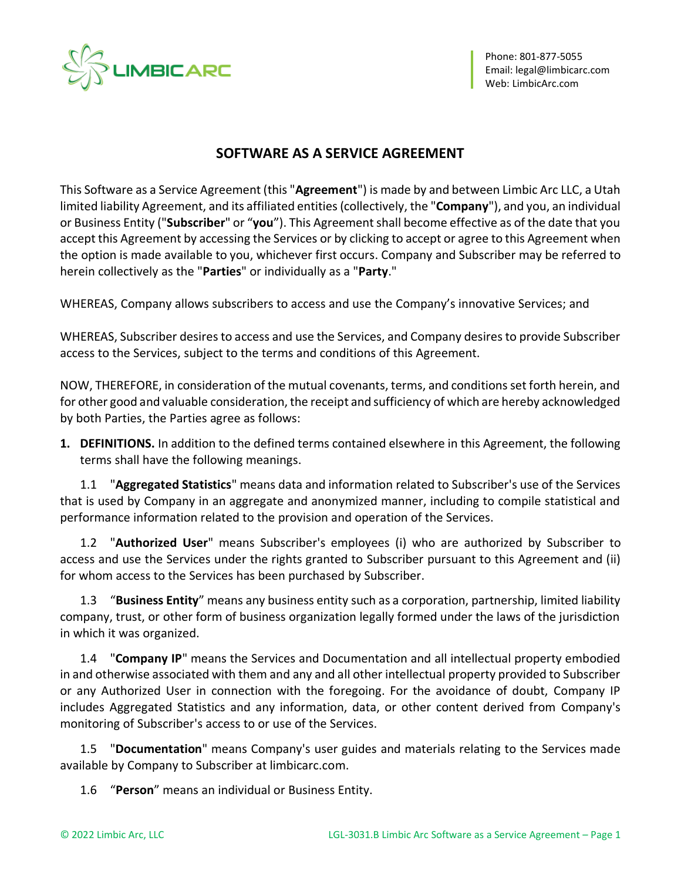Phone: 801-877-5055
Email: legal@limbicarc.com
Web: LimbicArc.com

# SOFTWARE AS A SERVICE AGREEMENT

This Software as a Service Agreement (this "**Agreement**") is made by and between Limbic Arc LLC, a Utah limited liability Agreement, and its affiliated entities (collectively, the "**Company**"), and you, an individual or Business Entity ("**Subscriber**" or "**you**"). This Agreement shall become effective as of the date that you accept this Agreement by accessing the Services or by clicking to accept or agree to this Agreement when the option is made available to you, whichever first occurs. Company and Subscriber may be referred to herein collectively as the "**Parties**" or individually as a "**Party**."

WHEREAS, Company allows subscribers to access and use the Company's innovative Services; and

WHEREAS, Subscriber desires to access and use the Services, and Company desires to provide Subscriber access to the Services, subject to the terms and conditions of this Agreement.

NOW, THEREFORE, in consideration of the mutual covenants, terms, and conditions set forth herein, and for other good and valuable consideration, the receipt and sufficiency of which are hereby acknowledged by both Parties, the Parties agree as follows:

1. **DEFINITIONS.** In addition to the defined terms contained elsewhere in this Agreement, the following terms shall have the following meanings.

1.1 "**Aggregated Statistics**" means data and information related to Subscriber's use of the Services that is used by Company in an aggregate and anonymized manner, including to compile statistical and performance information related to the provision and operation of the Services.

1.2 "**Authorized User**" means Subscriber's employees (i) who are authorized by Subscriber to access and use the Services under the rights granted to Subscriber pursuant to this Agreement and (ii) for whom access to the Services has been purchased by Subscriber.

1.3 "**Business Entity**" means any business entity such as a corporation, partnership, limited liability company, trust, or other form of business organization legally formed under the laws of the jurisdiction in which it was organized.

1.4 "**Company IP**" means the Services and Documentation and all intellectual property embodied in and otherwise associated with them and any and all other intellectual property provided to Subscriber or any Authorized User in connection with the foregoing. For the avoidance of doubt, Company IP includes Aggregated Statistics and any information, data, or other content derived from Company's monitoring of Subscriber's access to or use of the Services.

1.5 "**Documentation**" means Company's user guides and materials relating to the Services made available by Company to Subscriber at limbicarc.com.

1.6 "**Person**" means an individual or Business Entity.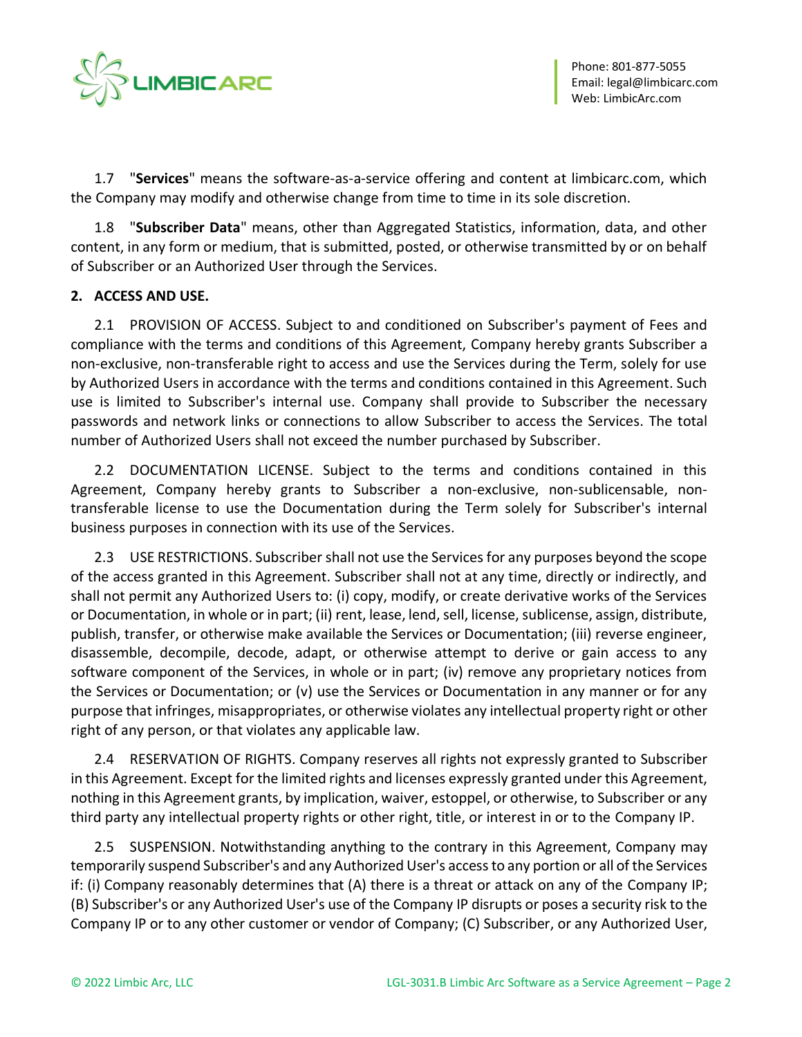1.7 "**Services**" means the software-as-a-service offering and content at limbicarc.com, which the Company may modify and otherwise change from time to time in its sole discretion.

1.8 "**Subscriber Data**" means, other than Aggregated Statistics, information, data, and other content, in any form or medium, that is submitted, posted, or otherwise transmitted by or on behalf of Subscriber or an Authorized User through the Services.

## 2. ACCESS AND USE.

2.1 PROVISION OF ACCESS. Subject to and conditioned on Subscriber's payment of Fees and compliance with the terms and conditions of this Agreement, Company hereby grants Subscriber a non-exclusive, non-transferable right to access and use the Services during the Term, solely for use by Authorized Users in accordance with the terms and conditions contained in this Agreement. Such use is limited to Subscriber's internal use. Company shall provide to Subscriber the necessary passwords and network links or connections to allow Subscriber to access the Services. The total number of Authorized Users shall not exceed the number purchased by Subscriber.

2.2 DOCUMENTATION LICENSE. Subject to the terms and conditions contained in this Agreement, Company hereby grants to Subscriber a non-exclusive, non-sublicensable, non-transferable license to use the Documentation during the Term solely for Subscriber's internal business purposes in connection with its use of the Services.

2.3 USE RESTRICTIONS. Subscriber shall not use the Services for any purposes beyond the scope of the access granted in this Agreement. Subscriber shall not at any time, directly or indirectly, and shall not permit any Authorized Users to: (i) copy, modify, or create derivative works of the Services or Documentation, in whole or in part; (ii) rent, lease, lend, sell, license, sublicense, assign, distribute, publish, transfer, or otherwise make available the Services or Documentation; (iii) reverse engineer, disassemble, decompile, decode, adapt, or otherwise attempt to derive or gain access to any software component of the Services, in whole or in part; (iv) remove any proprietary notices from the Services or Documentation; or (v) use the Services or Documentation in any manner or for any purpose that infringes, misappropriates, or otherwise violates any intellectual property right or other right of any person, or that violates any applicable law.

2.4 RESERVATION OF RIGHTS. Company reserves all rights not expressly granted to Subscriber in this Agreement. Except for the limited rights and licenses expressly granted under this Agreement, nothing in this Agreement grants, by implication, waiver, estoppel, or otherwise, to Subscriber or any third party any intellectual property rights or other right, title, or interest in or to the Company IP.

2.5 SUSPENSION. Notwithstanding anything to the contrary in this Agreement, Company may temporarily suspend Subscriber's and any Authorized User's access to any portion or all of the Services if: (i) Company reasonably determines that (A) there is a threat or attack on any of the Company IP; (B) Subscriber's or any Authorized User's use of the Company IP disrupts or poses a security risk to the Company IP or to any other customer or vendor of Company; (C) Subscriber, or any Authorized User,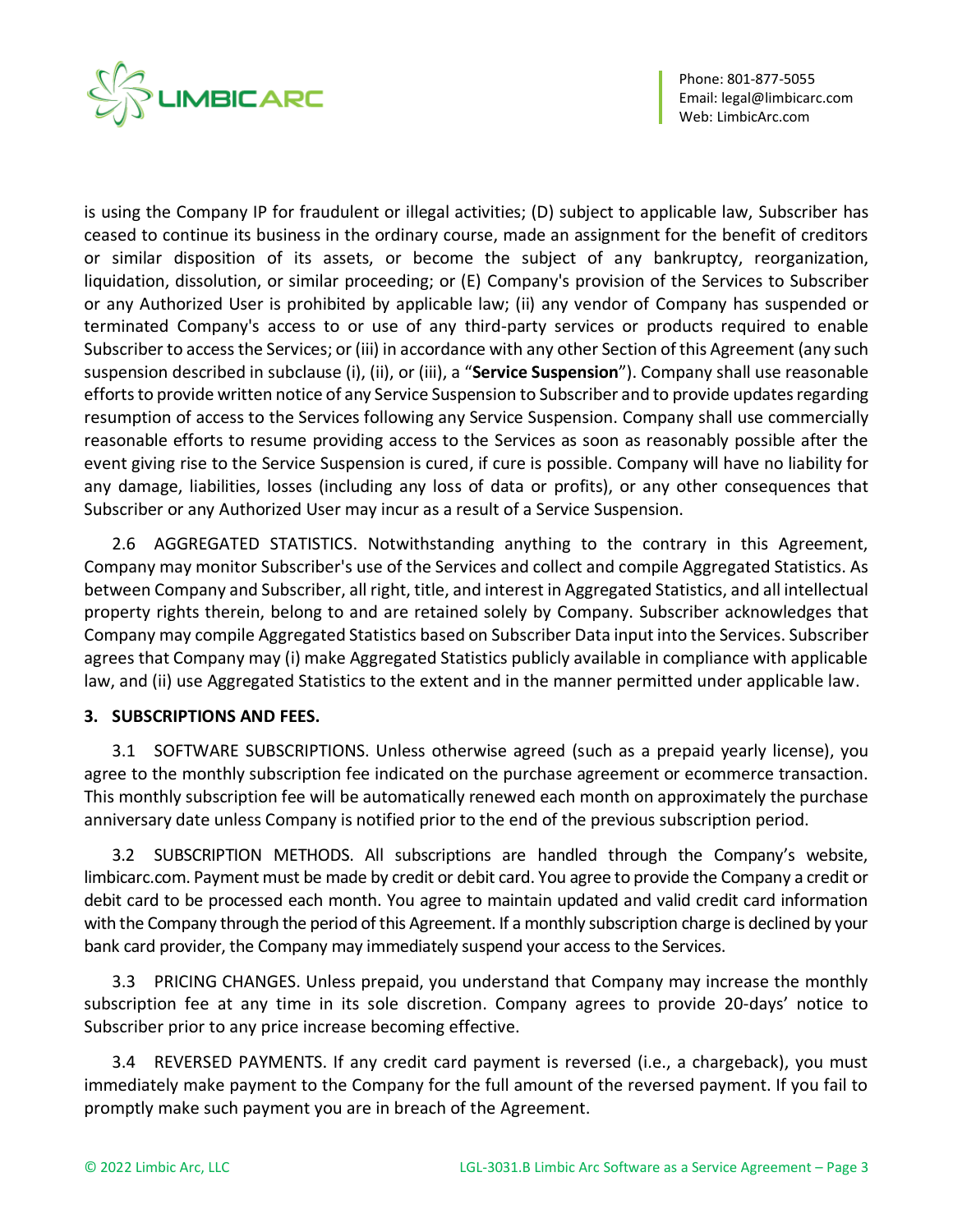is using the Company IP for fraudulent or illegal activities; (D) subject to applicable law, Subscriber has ceased to continue its business in the ordinary course, made an assignment for the benefit of creditors or similar disposition of its assets, or become the subject of any bankruptcy, reorganization, liquidation, dissolution, or similar proceeding; or (E) Company's provision of the Services to Subscriber or any Authorized User is prohibited by applicable law; (ii) any vendor of Company has suspended or terminated Company's access to or use of any third-party services or products required to enable Subscriber to access the Services; or (iii) in accordance with any other Section of this Agreement (any such suspension described in subclause (i), (ii), or (iii), a "**Service Suspension**"). Company shall use reasonable efforts to provide written notice of any Service Suspension to Subscriber and to provide updates regarding resumption of access to the Services following any Service Suspension. Company shall use commercially reasonable efforts to resume providing access to the Services as soon as reasonably possible after the event giving rise to the Service Suspension is cured, if cure is possible. Company will have no liability for any damage, liabilities, losses (including any loss of data or profits), or any other consequences that Subscriber or any Authorized User may incur as a result of a Service Suspension.

2.6 AGGREGATED STATISTICS. Notwithstanding anything to the contrary in this Agreement, Company may monitor Subscriber's use of the Services and collect and compile Aggregated Statistics. As between Company and Subscriber, all right, title, and interest in Aggregated Statistics, and all intellectual property rights therein, belong to and are retained solely by Company. Subscriber acknowledges that Company may compile Aggregated Statistics based on Subscriber Data input into the Services. Subscriber agrees that Company may (i) make Aggregated Statistics publicly available in compliance with applicable law, and (ii) use Aggregated Statistics to the extent and in the manner permitted under applicable law.

**3. SUBSCRIPTIONS AND FEES.**

3.1 SOFTWARE SUBSCRIPTIONS. Unless otherwise agreed (such as a prepaid yearly license), you agree to the monthly subscription fee indicated on the purchase agreement or ecommerce transaction. This monthly subscription fee will be automatically renewed each month on approximately the purchase anniversary date unless Company is notified prior to the end of the previous subscription period.

3.2 SUBSCRIPTION METHODS. All subscriptions are handled through the Company's website, limbicarc.com. Payment must be made by credit or debit card. You agree to provide the Company a credit or debit card to be processed each month. You agree to maintain updated and valid credit card information with the Company through the period of this Agreement. If a monthly subscription charge is declined by your bank card provider, the Company may immediately suspend your access to the Services.

3.3 PRICING CHANGES. Unless prepaid, you understand that Company may increase the monthly subscription fee at any time in its sole discretion. Company agrees to provide 20-days' notice to Subscriber prior to any price increase becoming effective.

3.4 REVERSED PAYMENTS. If any credit card payment is reversed (i.e., a chargeback), you must immediately make payment to the Company for the full amount of the reversed payment. If you fail to promptly make such payment you are in breach of the Agreement.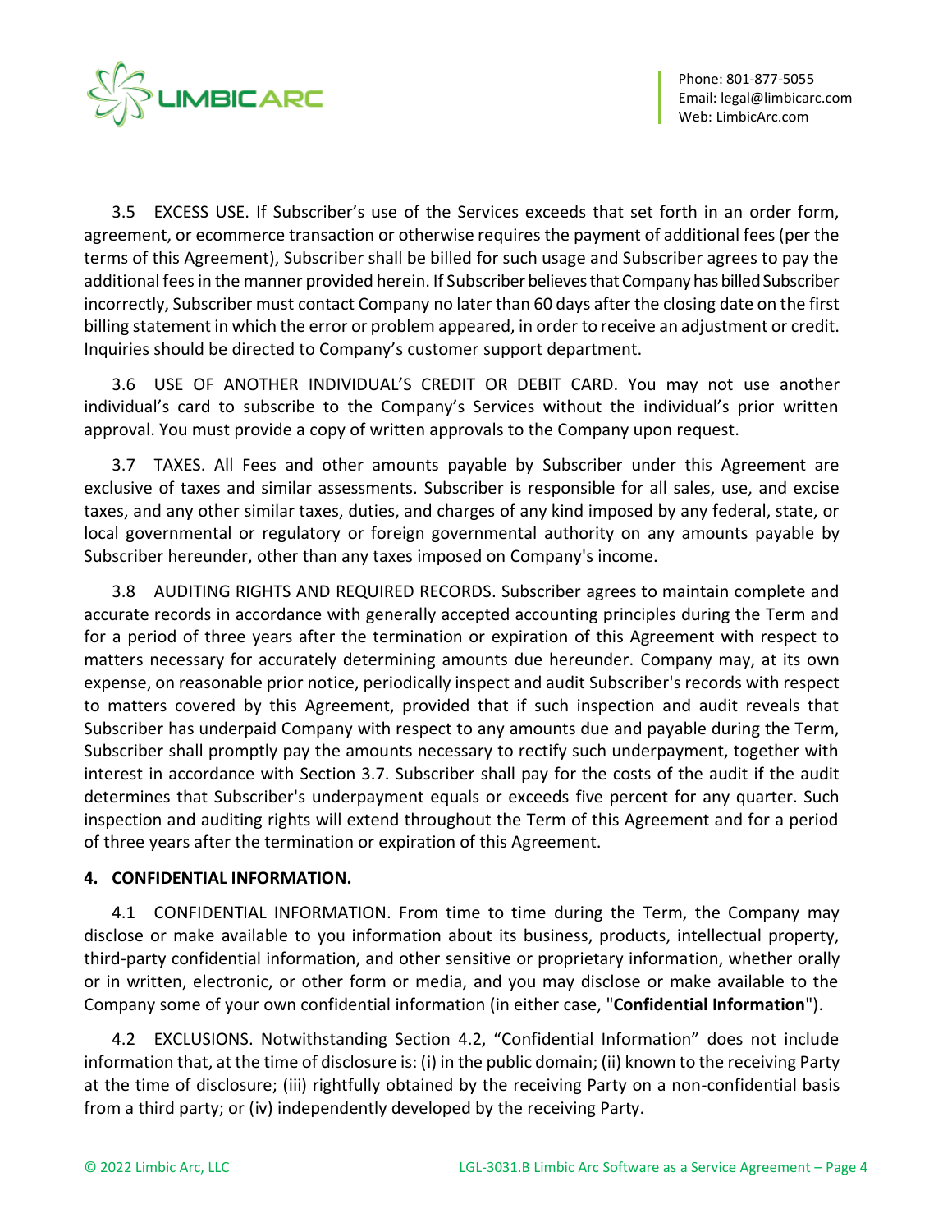3.5 EXCESS USE. If Subscriber's use of the Services exceeds that set forth in an order form, agreement, or ecommerce transaction or otherwise requires the payment of additional fees (per the terms of this Agreement), Subscriber shall be billed for such usage and Subscriber agrees to pay the additional fees in the manner provided herein. If Subscriber believes that Company has billed Subscriber incorrectly, Subscriber must contact Company no later than 60 days after the closing date on the first billing statement in which the error or problem appeared, in order to receive an adjustment or credit. Inquiries should be directed to Company's customer support department.

3.6 USE OF ANOTHER INDIVIDUAL'S CREDIT OR DEBIT CARD. You may not use another individual's card to subscribe to the Company's Services without the individual's prior written approval. You must provide a copy of written approvals to the Company upon request.

3.7 TAXES. All Fees and other amounts payable by Subscriber under this Agreement are exclusive of taxes and similar assessments. Subscriber is responsible for all sales, use, and excise taxes, and any other similar taxes, duties, and charges of any kind imposed by any federal, state, or local governmental or regulatory or foreign governmental authority on any amounts payable by Subscriber hereunder, other than any taxes imposed on Company's income.

3.8 AUDITING RIGHTS AND REQUIRED RECORDS. Subscriber agrees to maintain complete and accurate records in accordance with generally accepted accounting principles during the Term and for a period of three years after the termination or expiration of this Agreement with respect to matters necessary for accurately determining amounts due hereunder. Company may, at its own expense, on reasonable prior notice, periodically inspect and audit Subscriber's records with respect to matters covered by this Agreement, provided that if such inspection and audit reveals that Subscriber has underpaid Company with respect to any amounts due and payable during the Term, Subscriber shall promptly pay the amounts necessary to rectify such underpayment, together with interest in accordance with Section 3.7. Subscriber shall pay for the costs of the audit if the audit determines that Subscriber's underpayment equals or exceeds five percent for any quarter. Such inspection and auditing rights will extend throughout the Term of this Agreement and for a period of three years after the termination or expiration of this Agreement.

**4. CONFIDENTIAL INFORMATION.**

4.1 CONFIDENTIAL INFORMATION. From time to time during the Term, the Company may disclose or make available to you information about its business, products, intellectual property, third-party confidential information, and other sensitive or proprietary information, whether orally or in written, electronic, or other form or media, and you may disclose or make available to the Company some of your own confidential information (in either case, "**Confidential Information**").

4.2 EXCLUSIONS. Notwithstanding Section 4.2, "Confidential Information" does not include information that, at the time of disclosure is: (i) in the public domain; (ii) known to the receiving Party at the time of disclosure; (iii) rightfully obtained by the receiving Party on a non-confidential basis from a third party; or (iv) independently developed by the receiving Party.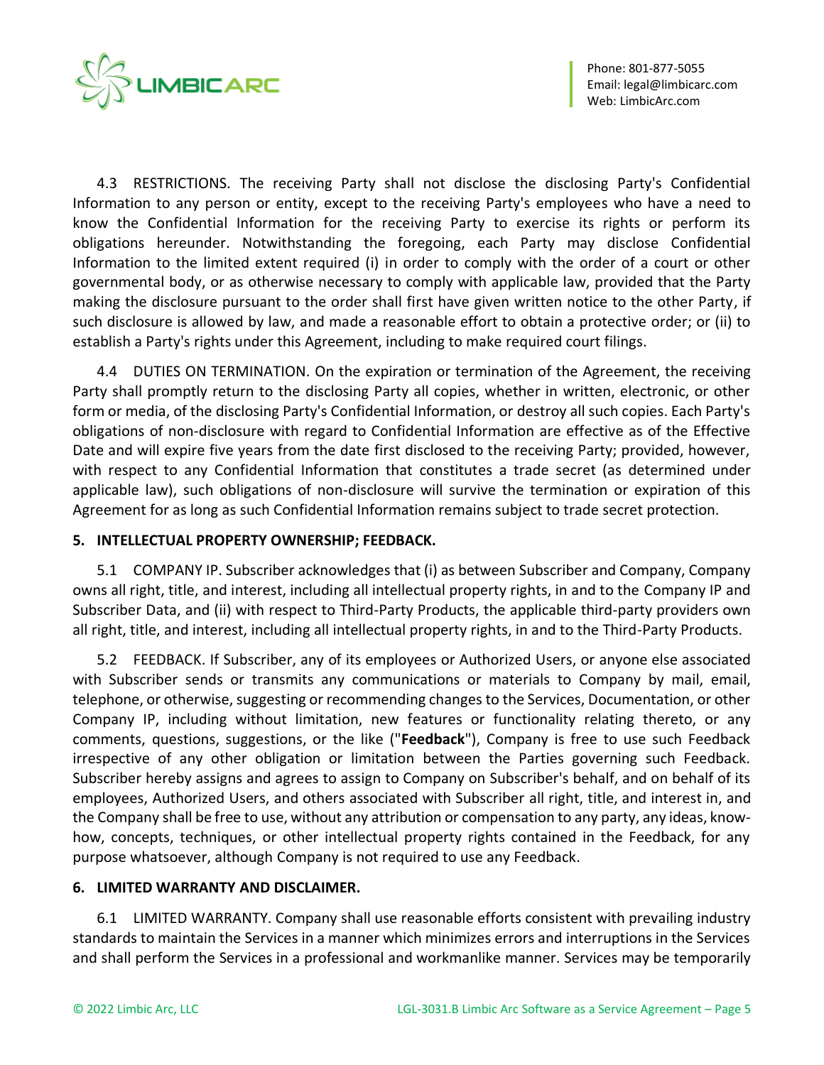4.3 RESTRICTIONS. The receiving Party shall not disclose the disclosing Party's Confidential Information to any person or entity, except to the receiving Party's employees who have a need to know the Confidential Information for the receiving Party to exercise its rights or perform its obligations hereunder. Notwithstanding the foregoing, each Party may disclose Confidential Information to the limited extent required (i) in order to comply with the order of a court or other governmental body, or as otherwise necessary to comply with applicable law, provided that the Party making the disclosure pursuant to the order shall first have given written notice to the other Party, if such disclosure is allowed by law, and made a reasonable effort to obtain a protective order; or (ii) to establish a Party's rights under this Agreement, including to make required court filings.

4.4 DUTIES ON TERMINATION. On the expiration or termination of the Agreement, the receiving Party shall promptly return to the disclosing Party all copies, whether in written, electronic, or other form or media, of the disclosing Party's Confidential Information, or destroy all such copies. Each Party's obligations of non-disclosure with regard to Confidential Information are effective as of the Effective Date and will expire five years from the date first disclosed to the receiving Party; provided, however, with respect to any Confidential Information that constitutes a trade secret (as determined under applicable law), such obligations of non-disclosure will survive the termination or expiration of this Agreement for as long as such Confidential Information remains subject to trade secret protection.

**5. INTELLECTUAL PROPERTY OWNERSHIP; FEEDBACK.**

5.1 COMPANY IP. Subscriber acknowledges that (i) as between Subscriber and Company, Company owns all right, title, and interest, including all intellectual property rights, in and to the Company IP and Subscriber Data, and (ii) with respect to Third-Party Products, the applicable third-party providers own all right, title, and interest, including all intellectual property rights, in and to the Third-Party Products.

5.2 FEEDBACK. If Subscriber, any of its employees or Authorized Users, or anyone else associated with Subscriber sends or transmits any communications or materials to Company by mail, email, telephone, or otherwise, suggesting or recommending changes to the Services, Documentation, or other Company IP, including without limitation, new features or functionality relating thereto, or any comments, questions, suggestions, or the like ("**Feedback**"), Company is free to use such Feedback irrespective of any other obligation or limitation between the Parties governing such Feedback. Subscriber hereby assigns and agrees to assign to Company on Subscriber's behalf, and on behalf of its employees, Authorized Users, and others associated with Subscriber all right, title, and interest in, and the Company shall be free to use, without any attribution or compensation to any party, any ideas, know-how, concepts, techniques, or other intellectual property rights contained in the Feedback, for any purpose whatsoever, although Company is not required to use any Feedback.

**6. LIMITED WARRANTY AND DISCLAIMER.**

6.1 LIMITED WARRANTY. Company shall use reasonable efforts consistent with prevailing industry standards to maintain the Services in a manner which minimizes errors and interruptions in the Services and shall perform the Services in a professional and workmanlike manner. Services may be temporarily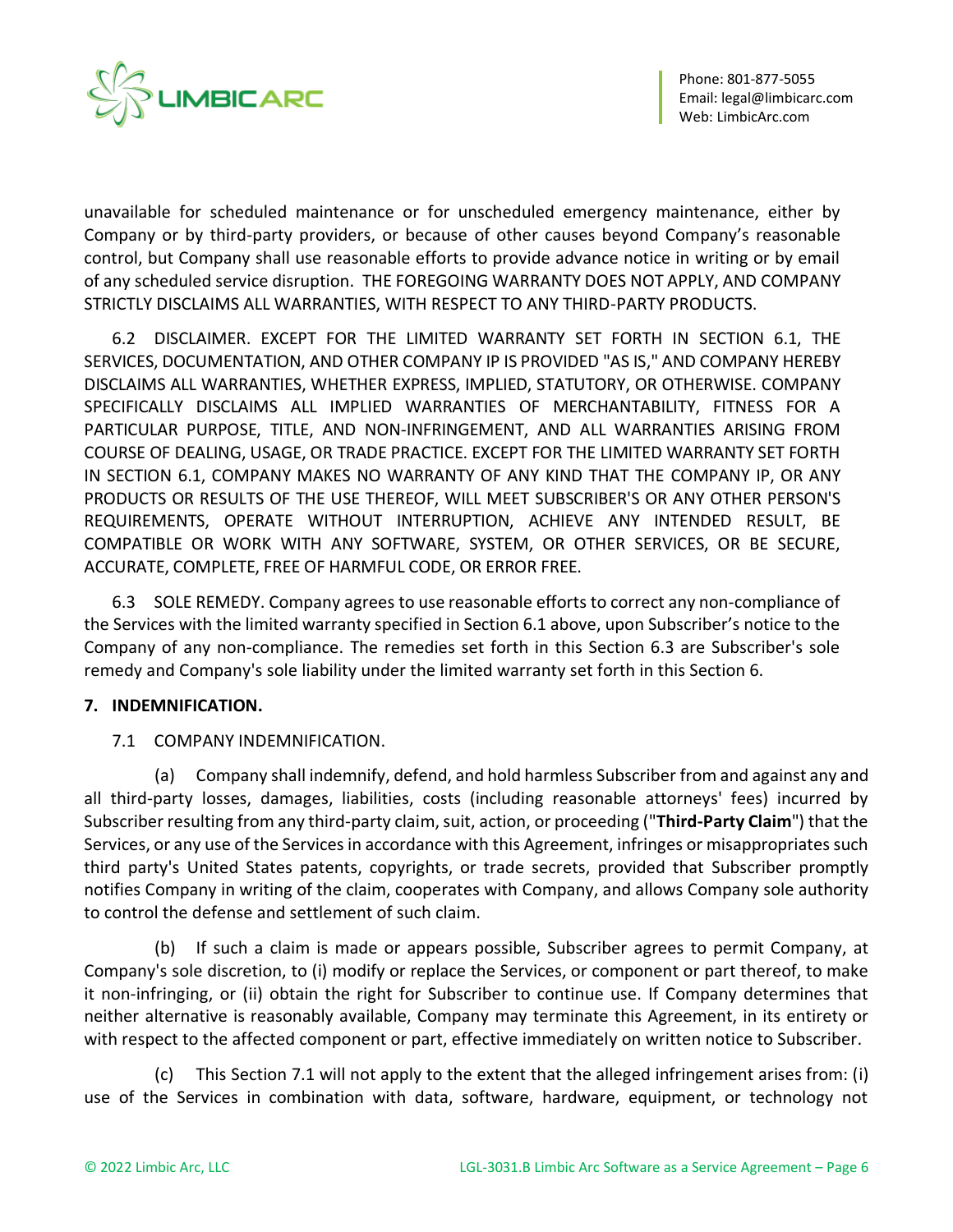unavailable for scheduled maintenance or for unscheduled emergency maintenance, either by Company or by third-party providers, or because of other causes beyond Company's reasonable control, but Company shall use reasonable efforts to provide advance notice in writing or by email of any scheduled service disruption. THE FOREGOING WARRANTY DOES NOT APPLY, AND COMPANY STRICTLY DISCLAIMS ALL WARRANTIES, WITH RESPECT TO ANY THIRD-PARTY PRODUCTS.

6.2 DISCLAIMER. EXCEPT FOR THE LIMITED WARRANTY SET FORTH IN SECTION 6.1, THE SERVICES, DOCUMENTATION, AND OTHER COMPANY IP IS PROVIDED "AS IS," AND COMPANY HEREBY DISCLAIMS ALL WARRANTIES, WHETHER EXPRESS, IMPLIED, STATUTORY, OR OTHERWISE. COMPANY SPECIFICALLY DISCLAIMS ALL IMPLIED WARRANTIES OF MERCHANTABILITY, FITNESS FOR A PARTICULAR PURPOSE, TITLE, AND NON-INFRINGEMENT, AND ALL WARRANTIES ARISING FROM COURSE OF DEALING, USAGE, OR TRADE PRACTICE. EXCEPT FOR THE LIMITED WARRANTY SET FORTH IN SECTION 6.1, COMPANY MAKES NO WARRANTY OF ANY KIND THAT THE COMPANY IP, OR ANY PRODUCTS OR RESULTS OF THE USE THEREOF, WILL MEET SUBSCRIBER'S OR ANY OTHER PERSON'S REQUIREMENTS, OPERATE WITHOUT INTERRUPTION, ACHIEVE ANY INTENDED RESULT, BE COMPATIBLE OR WORK WITH ANY SOFTWARE, SYSTEM, OR OTHER SERVICES, OR BE SECURE, ACCURATE, COMPLETE, FREE OF HARMFUL CODE, OR ERROR FREE.

6.3 SOLE REMEDY. Company agrees to use reasonable efforts to correct any non-compliance of the Services with the limited warranty specified in Section 6.1 above, upon Subscriber's notice to the Company of any non-compliance. The remedies set forth in this Section 6.3 are Subscriber's sole remedy and Company's sole liability under the limited warranty set forth in this Section 6.

## 7. INDEMNIFICATION.

7.1 COMPANY INDEMNIFICATION.

(a) Company shall indemnify, defend, and hold harmless Subscriber from and against any and all third-party losses, damages, liabilities, costs (including reasonable attorneys' fees) incurred by Subscriber resulting from any third-party claim, suit, action, or proceeding ("**Third-Party Claim**") that the Services, or any use of the Services in accordance with this Agreement, infringes or misappropriates such third party's United States patents, copyrights, or trade secrets, provided that Subscriber promptly notifies Company in writing of the claim, cooperates with Company, and allows Company sole authority to control the defense and settlement of such claim.

(b) If such a claim is made or appears possible, Subscriber agrees to permit Company, at Company's sole discretion, to (i) modify or replace the Services, or component or part thereof, to make it non-infringing, or (ii) obtain the right for Subscriber to continue use. If Company determines that neither alternative is reasonably available, Company may terminate this Agreement, in its entirety or with respect to the affected component or part, effective immediately on written notice to Subscriber.

(c) This Section 7.1 will not apply to the extent that the alleged infringement arises from: (i) use of the Services in combination with data, software, hardware, equipment, or technology not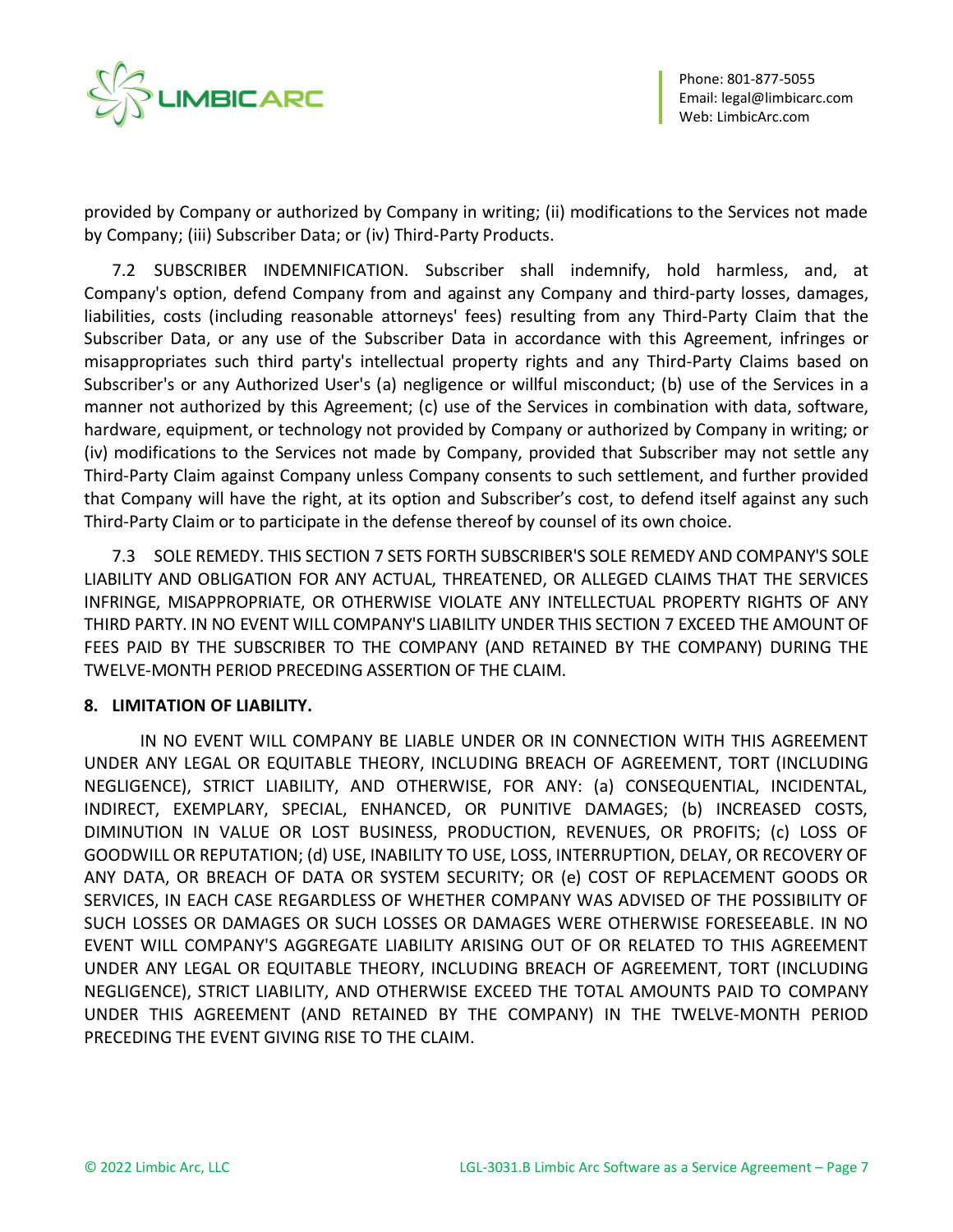provided by Company or authorized by Company in writing; (ii) modifications to the Services not made by Company; (iii) Subscriber Data; or (iv) Third-Party Products.

7.2 SUBSCRIBER INDEMNIFICATION. Subscriber shall indemnify, hold harmless, and, at Company's option, defend Company from and against any Company and third-party losses, damages, liabilities, costs (including reasonable attorneys' fees) resulting from any Third-Party Claim that the Subscriber Data, or any use of the Subscriber Data in accordance with this Agreement, infringes or misappropriates such third party's intellectual property rights and any Third-Party Claims based on Subscriber's or any Authorized User's (a) negligence or willful misconduct; (b) use of the Services in a manner not authorized by this Agreement; (c) use of the Services in combination with data, software, hardware, equipment, or technology not provided by Company or authorized by Company in writing; or (iv) modifications to the Services not made by Company, provided that Subscriber may not settle any Third-Party Claim against Company unless Company consents to such settlement, and further provided that Company will have the right, at its option and Subscriber's cost, to defend itself against any such Third-Party Claim or to participate in the defense thereof by counsel of its own choice.

7.3 SOLE REMEDY. THIS SECTION 7 SETS FORTH SUBSCRIBER'S SOLE REMEDY AND COMPANY'S SOLE LIABILITY AND OBLIGATION FOR ANY ACTUAL, THREATENED, OR ALLEGED CLAIMS THAT THE SERVICES INFRINGE, MISAPPROPRIATE, OR OTHERWISE VIOLATE ANY INTELLECTUAL PROPERTY RIGHTS OF ANY THIRD PARTY. IN NO EVENT WILL COMPANY'S LIABILITY UNDER THIS SECTION 7 EXCEED THE AMOUNT OF FEES PAID BY THE SUBSCRIBER TO THE COMPANY (AND RETAINED BY THE COMPANY) DURING THE TWELVE-MONTH PERIOD PRECEDING ASSERTION OF THE CLAIM.

**8. LIMITATION OF LIABILITY.**

IN NO EVENT WILL COMPANY BE LIABLE UNDER OR IN CONNECTION WITH THIS AGREEMENT UNDER ANY LEGAL OR EQUITABLE THEORY, INCLUDING BREACH OF AGREEMENT, TORT (INCLUDING NEGLIGENCE), STRICT LIABILITY, AND OTHERWISE, FOR ANY: (a) CONSEQUENTIAL, INCIDENTAL, INDIRECT, EXEMPLARY, SPECIAL, ENHANCED, OR PUNITIVE DAMAGES; (b) INCREASED COSTS, DIMINUTION IN VALUE OR LOST BUSINESS, PRODUCTION, REVENUES, OR PROFITS; (c) LOSS OF GOODWILL OR REPUTATION; (d) USE, INABILITY TO USE, LOSS, INTERRUPTION, DELAY, OR RECOVERY OF ANY DATA, OR BREACH OF DATA OR SYSTEM SECURITY; OR (e) COST OF REPLACEMENT GOODS OR SERVICES, IN EACH CASE REGARDLESS OF WHETHER COMPANY WAS ADVISED OF THE POSSIBILITY OF SUCH LOSSES OR DAMAGES OR SUCH LOSSES OR DAMAGES WERE OTHERWISE FORESEEABLE. IN NO EVENT WILL COMPANY'S AGGREGATE LIABILITY ARISING OUT OF OR RELATED TO THIS AGREEMENT UNDER ANY LEGAL OR EQUITABLE THEORY, INCLUDING BREACH OF AGREEMENT, TORT (INCLUDING NEGLIGENCE), STRICT LIABILITY, AND OTHERWISE EXCEED THE TOTAL AMOUNTS PAID TO COMPANY UNDER THIS AGREEMENT (AND RETAINED BY THE COMPANY) IN THE TWELVE-MONTH PERIOD PRECEDING THE EVENT GIVING RISE TO THE CLAIM.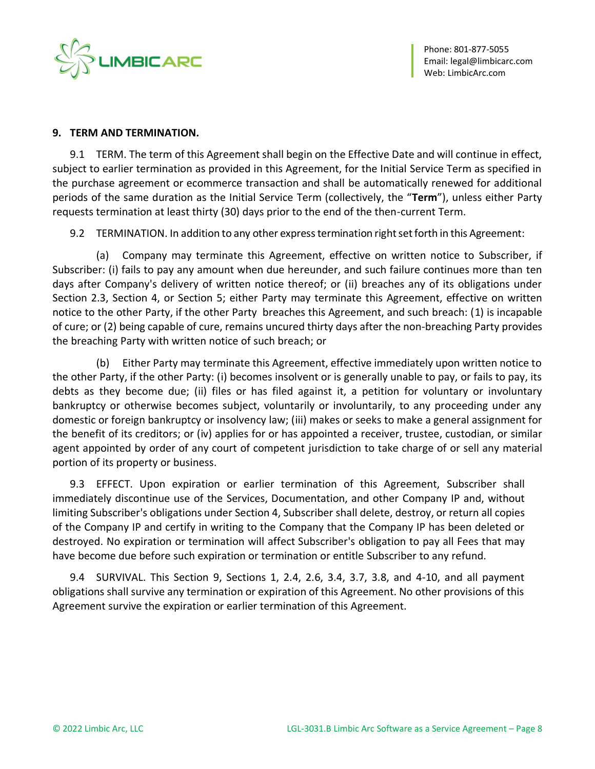## 9. TERM AND TERMINATION.

9.1 TERM. The term of this Agreement shall begin on the Effective Date and will continue in effect, subject to earlier termination as provided in this Agreement, for the Initial Service Term as specified in the purchase agreement or ecommerce transaction and shall be automatically renewed for additional periods of the same duration as the Initial Service Term (collectively, the "**Term**"), unless either Party requests termination at least thirty (30) days prior to the end of the then-current Term.

9.2 TERMINATION. In addition to any other express termination right set forth in this Agreement:

(a) Company may terminate this Agreement, effective on written notice to Subscriber, if Subscriber: (i) fails to pay any amount when due hereunder, and such failure continues more than ten days after Company's delivery of written notice thereof; or (ii) breaches any of its obligations under Section 2.3, Section 4, or Section 5; either Party may terminate this Agreement, effective on written notice to the other Party, if the other Party breaches this Agreement, and such breach: (1) is incapable of cure; or (2) being capable of cure, remains uncured thirty days after the non-breaching Party provides the breaching Party with written notice of such breach; or

(b) Either Party may terminate this Agreement, effective immediately upon written notice to the other Party, if the other Party: (i) becomes insolvent or is generally unable to pay, or fails to pay, its debts as they become due; (ii) files or has filed against it, a petition for voluntary or involuntary bankruptcy or otherwise becomes subject, voluntarily or involuntarily, to any proceeding under any domestic or foreign bankruptcy or insolvency law; (iii) makes or seeks to make a general assignment for the benefit of its creditors; or (iv) applies for or has appointed a receiver, trustee, custodian, or similar agent appointed by order of any court of competent jurisdiction to take charge of or sell any material portion of its property or business.

9.3 EFFECT. Upon expiration or earlier termination of this Agreement, Subscriber shall immediately discontinue use of the Services, Documentation, and other Company IP and, without limiting Subscriber's obligations under Section 4, Subscriber shall delete, destroy, or return all copies of the Company IP and certify in writing to the Company that the Company IP has been deleted or destroyed. No expiration or termination will affect Subscriber's obligation to pay all Fees that may have become due before such expiration or termination or entitle Subscriber to any refund.

9.4 SURVIVAL. This Section 9, Sections 1, 2.4, 2.6, 3.4, 3.7, 3.8, and 4-10, and all payment obligations shall survive any termination or expiration of this Agreement. No other provisions of this Agreement survive the expiration or earlier termination of this Agreement.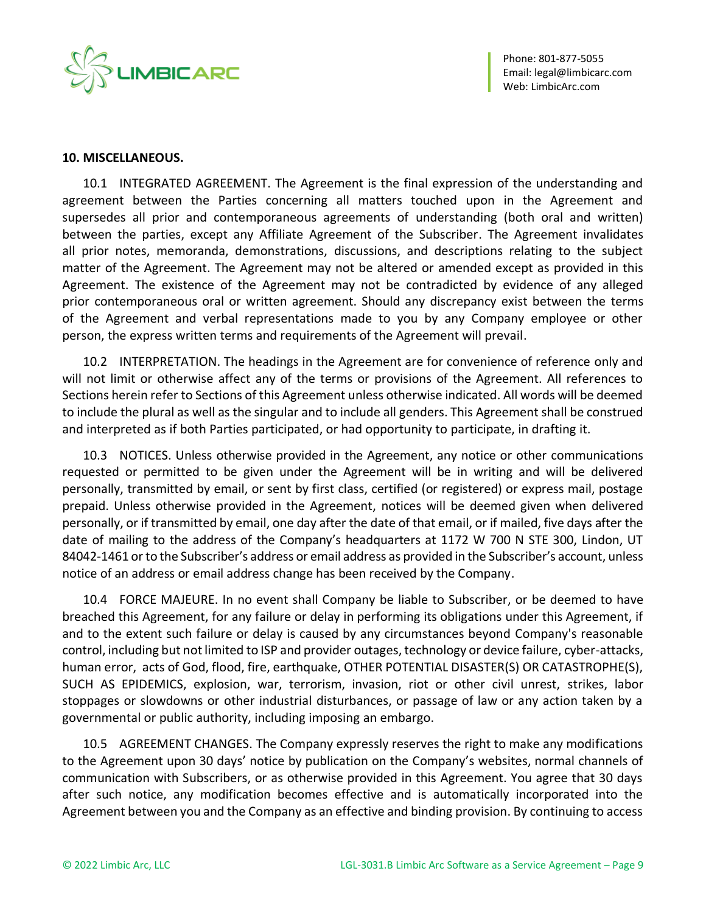**10. MISCELLANEOUS.**

10.1 INTEGRATED AGREEMENT. The Agreement is the final expression of the understanding and agreement between the Parties concerning all matters touched upon in the Agreement and supersedes all prior and contemporaneous agreements of understanding (both oral and written) between the parties, except any Affiliate Agreement of the Subscriber. The Agreement invalidates all prior notes, memoranda, demonstrations, discussions, and descriptions relating to the subject matter of the Agreement. The Agreement may not be altered or amended except as provided in this Agreement. The existence of the Agreement may not be contradicted by evidence of any alleged prior contemporaneous oral or written agreement. Should any discrepancy exist between the terms of the Agreement and verbal representations made to you by any Company employee or other person, the express written terms and requirements of the Agreement will prevail.

10.2 INTERPRETATION. The headings in the Agreement are for convenience of reference only and will not limit or otherwise affect any of the terms or provisions of the Agreement. All references to Sections herein refer to Sections of this Agreement unless otherwise indicated. All words will be deemed to include the plural as well as the singular and to include all genders. This Agreement shall be construed and interpreted as if both Parties participated, or had opportunity to participate, in drafting it.

10.3 NOTICES. Unless otherwise provided in the Agreement, any notice or other communications requested or permitted to be given under the Agreement will be in writing and will be delivered personally, transmitted by email, or sent by first class, certified (or registered) or express mail, postage prepaid. Unless otherwise provided in the Agreement, notices will be deemed given when delivered personally, or if transmitted by email, one day after the date of that email, or if mailed, five days after the date of mailing to the address of the Company's headquarters at 1172 W 700 N STE 300, Lindon, UT 84042-1461 or to the Subscriber's address or email address as provided in the Subscriber's account, unless notice of an address or email address change has been received by the Company.

10.4 FORCE MAJEURE. In no event shall Company be liable to Subscriber, or be deemed to have breached this Agreement, for any failure or delay in performing its obligations under this Agreement, if and to the extent such failure or delay is caused by any circumstances beyond Company's reasonable control, including but not limited to ISP and provider outages, technology or device failure, cyber-attacks, human error, acts of God, flood, fire, earthquake, OTHER POTENTIAL DISASTER(S) OR CATASTROPHE(S), SUCH AS EPIDEMICS, explosion, war, terrorism, invasion, riot or other civil unrest, strikes, labor stoppages or slowdowns or other industrial disturbances, or passage of law or any action taken by a governmental or public authority, including imposing an embargo.

10.5 AGREEMENT CHANGES. The Company expressly reserves the right to make any modifications to the Agreement upon 30 days' notice by publication on the Company's websites, normal channels of communication with Subscribers, or as otherwise provided in this Agreement. You agree that 30 days after such notice, any modification becomes effective and is automatically incorporated into the Agreement between you and the Company as an effective and binding provision. By continuing to access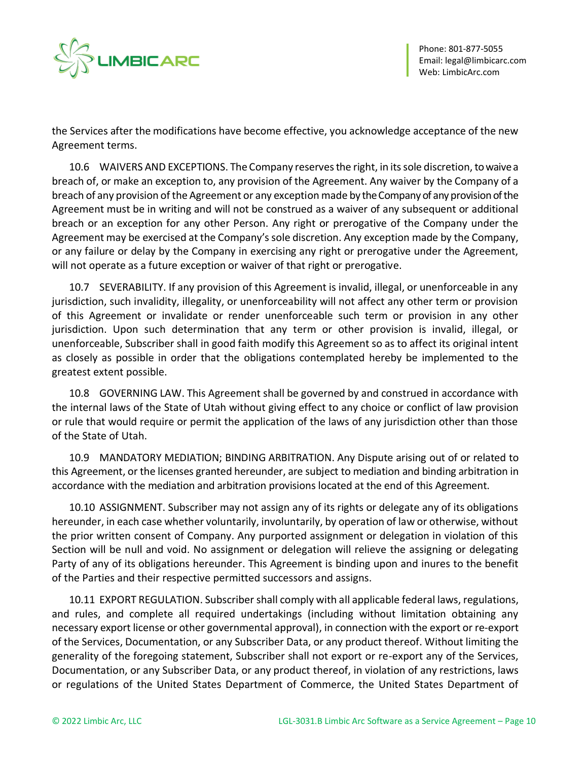the Services after the modifications have become effective, you acknowledge acceptance of the new Agreement terms.

10.6 WAIVERS AND EXCEPTIONS. The Company reserves the right, in its sole discretion, to waive a breach of, or make an exception to, any provision of the Agreement. Any waiver by the Company of a breach of any provision of the Agreement or any exception made by the Company of any provision of the Agreement must be in writing and will not be construed as a waiver of any subsequent or additional breach or an exception for any other Person. Any right or prerogative of the Company under the Agreement may be exercised at the Company's sole discretion. Any exception made by the Company, or any failure or delay by the Company in exercising any right or prerogative under the Agreement, will not operate as a future exception or waiver of that right or prerogative.

10.7 SEVERABILITY. If any provision of this Agreement is invalid, illegal, or unenforceable in any jurisdiction, such invalidity, illegality, or unenforceability will not affect any other term or provision of this Agreement or invalidate or render unenforceable such term or provision in any other jurisdiction. Upon such determination that any term or other provision is invalid, illegal, or unenforceable, Subscriber shall in good faith modify this Agreement so as to affect its original intent as closely as possible in order that the obligations contemplated hereby be implemented to the greatest extent possible.

10.8 GOVERNING LAW. This Agreement shall be governed by and construed in accordance with the internal laws of the State of Utah without giving effect to any choice or conflict of law provision or rule that would require or permit the application of the laws of any jurisdiction other than those of the State of Utah.

10.9 MANDATORY MEDIATION; BINDING ARBITRATION. Any Dispute arising out of or related to this Agreement, or the licenses granted hereunder, are subject to mediation and binding arbitration in accordance with the mediation and arbitration provisions located at the end of this Agreement.

10.10 ASSIGNMENT. Subscriber may not assign any of its rights or delegate any of its obligations hereunder, in each case whether voluntarily, involuntarily, by operation of law or otherwise, without the prior written consent of Company. Any purported assignment or delegation in violation of this Section will be null and void. No assignment or delegation will relieve the assigning or delegating Party of any of its obligations hereunder. This Agreement is binding upon and inures to the benefit of the Parties and their respective permitted successors and assigns.

10.11 EXPORT REGULATION. Subscriber shall comply with all applicable federal laws, regulations, and rules, and complete all required undertakings (including without limitation obtaining any necessary export license or other governmental approval), in connection with the export or re-export of the Services, Documentation, or any Subscriber Data, or any product thereof. Without limiting the generality of the foregoing statement, Subscriber shall not export or re-export any of the Services, Documentation, or any Subscriber Data, or any product thereof, in violation of any restrictions, laws or regulations of the United States Department of Commerce, the United States Department of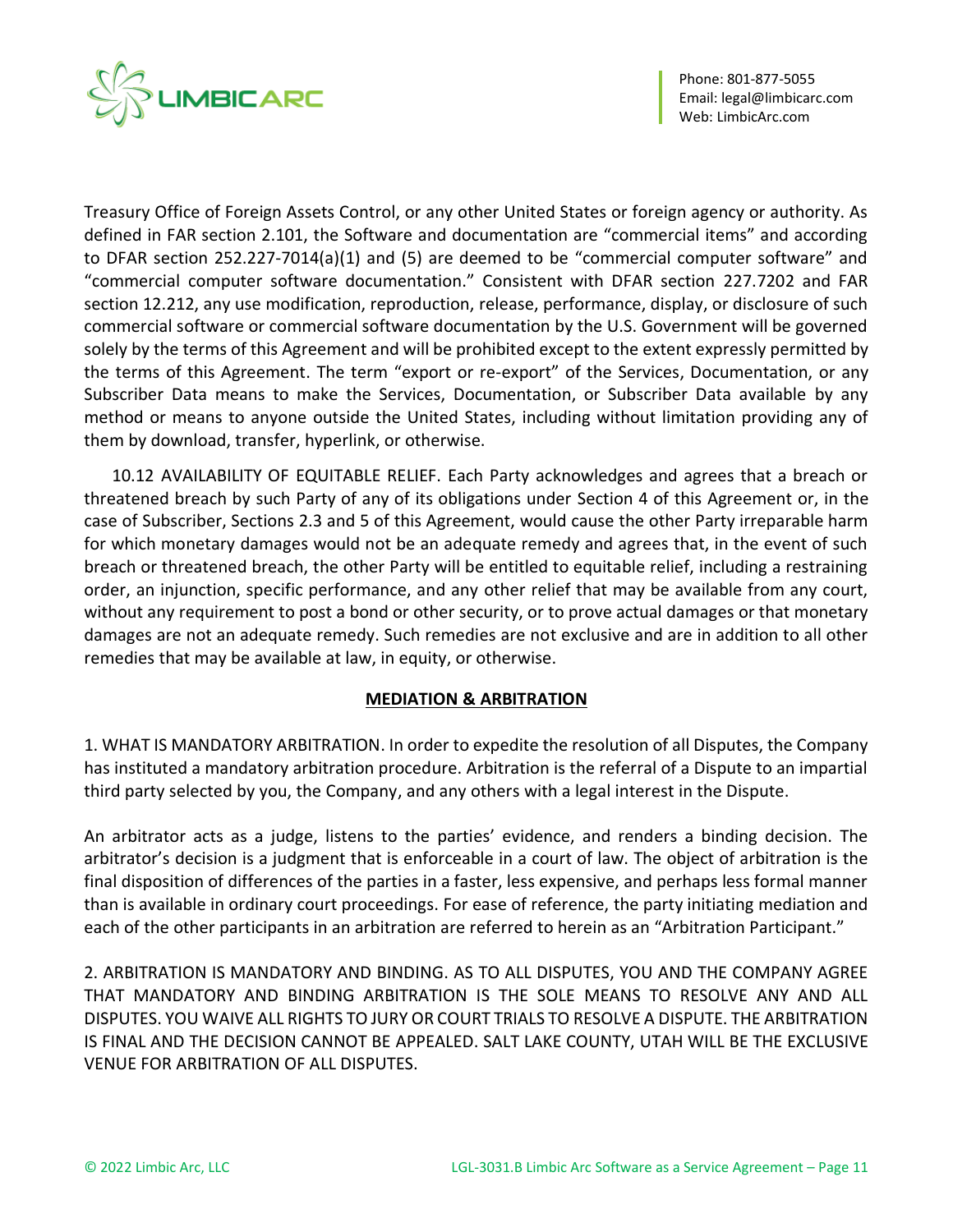Treasury Office of Foreign Assets Control, or any other United States or foreign agency or authority. As defined in FAR section 2.101, the Software and documentation are "commercial items" and according to DFAR section 252.227-7014(a)(1) and (5) are deemed to be "commercial computer software" and "commercial computer software documentation." Consistent with DFAR section 227.7202 and FAR section 12.212, any use modification, reproduction, release, performance, display, or disclosure of such commercial software or commercial software documentation by the U.S. Government will be governed solely by the terms of this Agreement and will be prohibited except to the extent expressly permitted by the terms of this Agreement. The term "export or re-export" of the Services, Documentation, or any Subscriber Data means to make the Services, Documentation, or Subscriber Data available by any method or means to anyone outside the United States, including without limitation providing any of them by download, transfer, hyperlink, or otherwise.

10.12 AVAILABILITY OF EQUITABLE RELIEF. Each Party acknowledges and agrees that a breach or threatened breach by such Party of any of its obligations under Section 4 of this Agreement or, in the case of Subscriber, Sections 2.3 and 5 of this Agreement, would cause the other Party irreparable harm for which monetary damages would not be an adequate remedy and agrees that, in the event of such breach or threatened breach, the other Party will be entitled to equitable relief, including a restraining order, an injunction, specific performance, and any other relief that may be available from any court, without any requirement to post a bond or other security, or to prove actual damages or that monetary damages are not an adequate remedy. Such remedies are not exclusive and are in addition to all other remedies that may be available at law, in equity, or otherwise.

## MEDIATION & ARBITRATION

1. WHAT IS MANDATORY ARBITRATION. In order to expedite the resolution of all Disputes, the Company has instituted a mandatory arbitration procedure. Arbitration is the referral of a Dispute to an impartial third party selected by you, the Company, and any others with a legal interest in the Dispute.

An arbitrator acts as a judge, listens to the parties' evidence, and renders a binding decision. The arbitrator's decision is a judgment that is enforceable in a court of law. The object of arbitration is the final disposition of differences of the parties in a faster, less expensive, and perhaps less formal manner than is available in ordinary court proceedings. For ease of reference, the party initiating mediation and each of the other participants in an arbitration are referred to herein as an "Arbitration Participant."

2. ARBITRATION IS MANDATORY AND BINDING. AS TO ALL DISPUTES, YOU AND THE COMPANY AGREE THAT MANDATORY AND BINDING ARBITRATION IS THE SOLE MEANS TO RESOLVE ANY AND ALL DISPUTES. YOU WAIVE ALL RIGHTS TO JURY OR COURT TRIALS TO RESOLVE A DISPUTE. THE ARBITRATION IS FINAL AND THE DECISION CANNOT BE APPEALED. SALT LAKE COUNTY, UTAH WILL BE THE EXCLUSIVE VENUE FOR ARBITRATION OF ALL DISPUTES.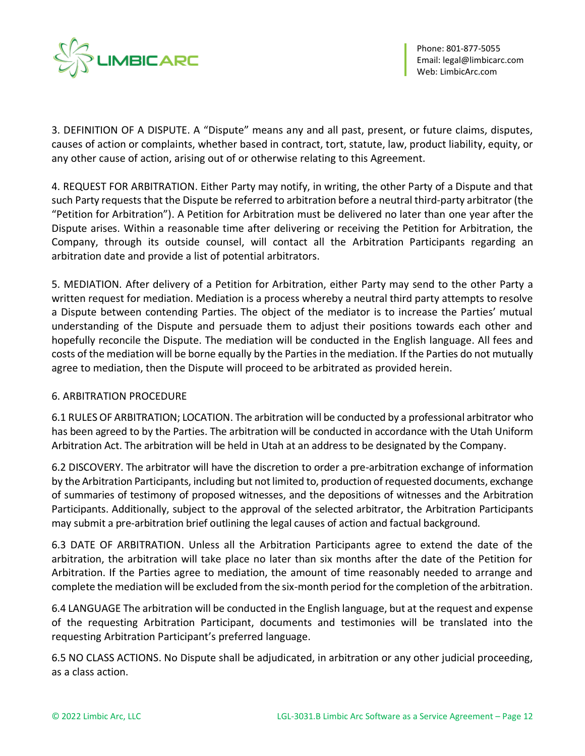3. DEFINITION OF A DISPUTE. A “Dispute” means any and all past, present, or future claims, disputes, causes of action or complaints, whether based in contract, tort, statute, law, product liability, equity, or any other cause of action, arising out of or otherwise relating to this Agreement.

4. REQUEST FOR ARBITRATION. Either Party may notify, in writing, the other Party of a Dispute and that such Party requests that the Dispute be referred to arbitration before a neutral third-party arbitrator (the “Petition for Arbitration”). A Petition for Arbitration must be delivered no later than one year after the Dispute arises. Within a reasonable time after delivering or receiving the Petition for Arbitration, the Company, through its outside counsel, will contact all the Arbitration Participants regarding an arbitration date and provide a list of potential arbitrators.

5. MEDIATION. After delivery of a Petition for Arbitration, either Party may send to the other Party a written request for mediation. Mediation is a process whereby a neutral third party attempts to resolve a Dispute between contending Parties. The object of the mediator is to increase the Parties’ mutual understanding of the Dispute and persuade them to adjust their positions towards each other and hopefully reconcile the Dispute. The mediation will be conducted in the English language. All fees and costs of the mediation will be borne equally by the Parties in the mediation. If the Parties do not mutually agree to mediation, then the Dispute will proceed to be arbitrated as provided herein.

6. ARBITRATION PROCEDURE

6.1 RULES OF ARBITRATION; LOCATION. The arbitration will be conducted by a professional arbitrator who has been agreed to by the Parties. The arbitration will be conducted in accordance with the Utah Uniform Arbitration Act. The arbitration will be held in Utah at an address to be designated by the Company.

6.2 DISCOVERY. The arbitrator will have the discretion to order a pre-arbitration exchange of information by the Arbitration Participants, including but not limited to, production of requested documents, exchange of summaries of testimony of proposed witnesses, and the depositions of witnesses and the Arbitration Participants. Additionally, subject to the approval of the selected arbitrator, the Arbitration Participants may submit a pre-arbitration brief outlining the legal causes of action and factual background.

6.3 DATE OF ARBITRATION. Unless all the Arbitration Participants agree to extend the date of the arbitration, the arbitration will take place no later than six months after the date of the Petition for Arbitration. If the Parties agree to mediation, the amount of time reasonably needed to arrange and complete the mediation will be excluded from the six-month period for the completion of the arbitration.

6.4 LANGUAGE The arbitration will be conducted in the English language, but at the request and expense of the requesting Arbitration Participant, documents and testimonies will be translated into the requesting Arbitration Participant’s preferred language.

6.5 NO CLASS ACTIONS. No Dispute shall be adjudicated, in arbitration or any other judicial proceeding, as a class action.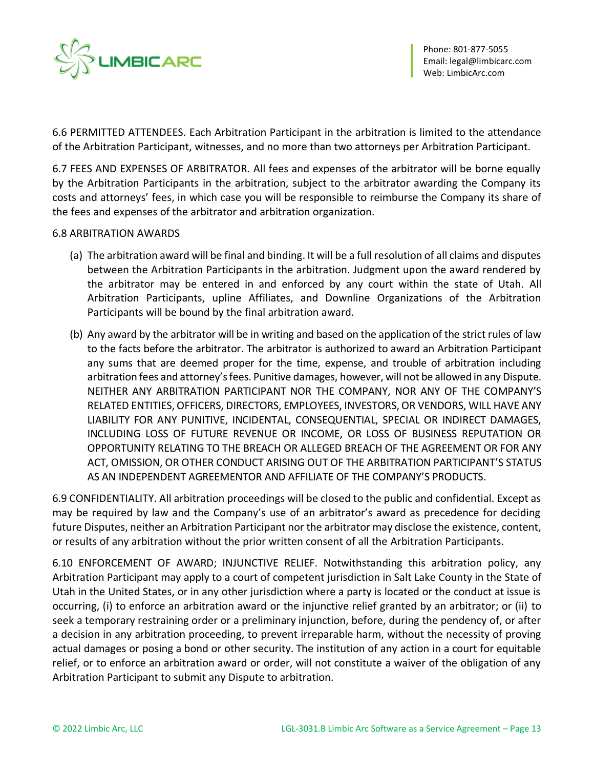6.6 PERMITTED ATTENDEES. Each Arbitration Participant in the arbitration is limited to the attendance of the Arbitration Participant, witnesses, and no more than two attorneys per Arbitration Participant.

6.7 FEES AND EXPENSES OF ARBITRATOR. All fees and expenses of the arbitrator will be borne equally by the Arbitration Participants in the arbitration, subject to the arbitrator awarding the Company its costs and attorneys' fees, in which case you will be responsible to reimburse the Company its share of the fees and expenses of the arbitrator and arbitration organization.

6.8 ARBITRATION AWARDS

(a) The arbitration award will be final and binding. It will be a full resolution of all claims and disputes between the Arbitration Participants in the arbitration. Judgment upon the award rendered by the arbitrator may be entered in and enforced by any court within the state of Utah. All Arbitration Participants, upline Affiliates, and Downline Organizations of the Arbitration Participants will be bound by the final arbitration award.

(b) Any award by the arbitrator will be in writing and based on the application of the strict rules of law to the facts before the arbitrator. The arbitrator is authorized to award an Arbitration Participant any sums that are deemed proper for the time, expense, and trouble of arbitration including arbitration fees and attorney's fees. Punitive damages, however, will not be allowed in any Dispute. NEITHER ANY ARBITRATION PARTICIPANT NOR THE COMPANY, NOR ANY OF THE COMPANY'S RELATED ENTITIES, OFFICERS, DIRECTORS, EMPLOYEES, INVESTORS, OR VENDORS, WILL HAVE ANY LIABILITY FOR ANY PUNITIVE, INCIDENTAL, CONSEQUENTIAL, SPECIAL OR INDIRECT DAMAGES, INCLUDING LOSS OF FUTURE REVENUE OR INCOME, OR LOSS OF BUSINESS REPUTATION OR OPPORTUNITY RELATING TO THE BREACH OR ALLEGED BREACH OF THE AGREEMENT OR FOR ANY ACT, OMISSION, OR OTHER CONDUCT ARISING OUT OF THE ARBITRATION PARTICIPANT'S STATUS AS AN INDEPENDENT AGREEMENTOR AND AFFILIATE OF THE COMPANY'S PRODUCTS.

6.9 CONFIDENTIALITY. All arbitration proceedings will be closed to the public and confidential. Except as may be required by law and the Company's use of an arbitrator's award as precedence for deciding future Disputes, neither an Arbitration Participant nor the arbitrator may disclose the existence, content, or results of any arbitration without the prior written consent of all the Arbitration Participants.

6.10 ENFORCEMENT OF AWARD; INJUNCTIVE RELIEF. Notwithstanding this arbitration policy, any Arbitration Participant may apply to a court of competent jurisdiction in Salt Lake County in the State of Utah in the United States, or in any other jurisdiction where a party is located or the conduct at issue is occurring, (i) to enforce an arbitration award or the injunctive relief granted by an arbitrator; or (ii) to seek a temporary restraining order or a preliminary injunction, before, during the pendency of, or after a decision in any arbitration proceeding, to prevent irreparable harm, without the necessity of proving actual damages or posing a bond or other security. The institution of any action in a court for equitable relief, or to enforce an arbitration award or order, will not constitute a waiver of the obligation of any Arbitration Participant to submit any Dispute to arbitration.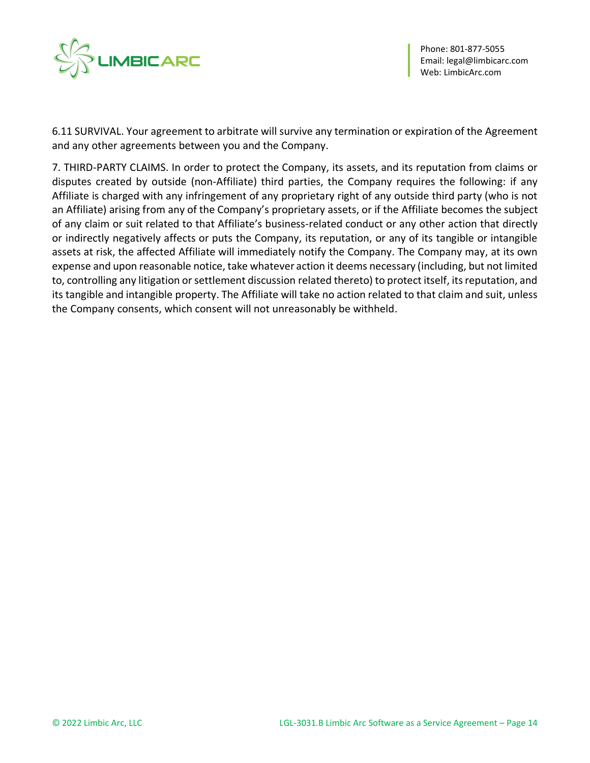6.11 SURVIVAL. Your agreement to arbitrate will survive any termination or expiration of the Agreement and any other agreements between you and the Company.

7. THIRD-PARTY CLAIMS. In order to protect the Company, its assets, and its reputation from claims or disputes created by outside (non-Affiliate) third parties, the Company requires the following: if any Affiliate is charged with any infringement of any proprietary right of any outside third party (who is not an Affiliate) arising from any of the Company's proprietary assets, or if the Affiliate becomes the subject of any claim or suit related to that Affiliate's business-related conduct or any other action that directly or indirectly negatively affects or puts the Company, its reputation, or any of its tangible or intangible assets at risk, the affected Affiliate will immediately notify the Company. The Company may, at its own expense and upon reasonable notice, take whatever action it deems necessary (including, but not limited to, controlling any litigation or settlement discussion related thereto) to protect itself, its reputation, and its tangible and intangible property. The Affiliate will take no action related to that claim and suit, unless the Company consents, which consent will not unreasonably be withheld.